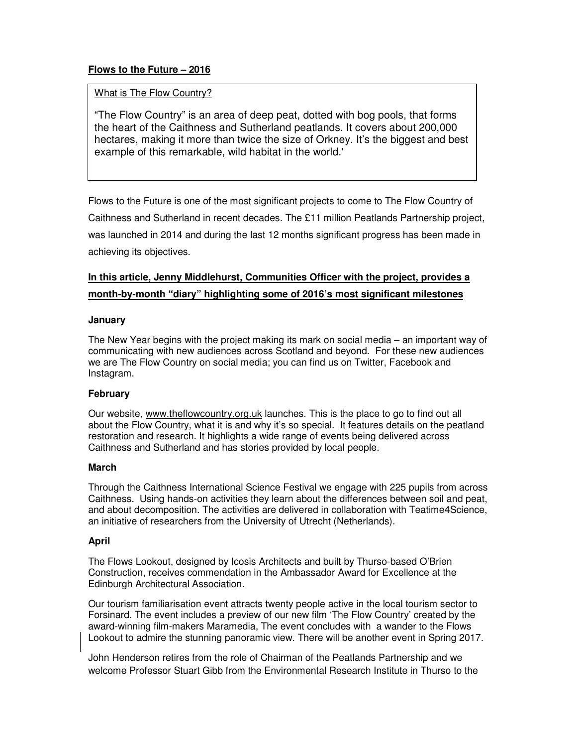**Flows to the Future – 2016**

> What is The Flow Country?
>
> "The Flow Country" is an area of deep peat, dotted with bog pools, that forms the heart of the Caithness and Sutherland peatlands. It covers about 200,000 hectares, making it more than twice the size of Orkney. It's the biggest and best example of this remarkable, wild habitat in the world.'

Flows to the Future is one of the most significant projects to come to The Flow Country of Caithness and Sutherland in recent decades. The £11 million Peatlands Partnership project, was launched in 2014 and during the last 12 months significant progress has been made in achieving its objectives.

**In this article, Jenny Middlehurst, Communities Officer with the project, provides a month-by-month "diary" highlighting some of 2016's most significant milestones**

**January**

The New Year begins with the project making its mark on social media – an important way of communicating with new audiences across Scotland and beyond. For these new audiences we are The Flow Country on social media; you can find us on Twitter, Facebook and Instagram.

**February**

Our website, www.theflowcountry.org.uk launches. This is the place to go to find out all about the Flow Country, what it is and why it's so special. It features details on the peatland restoration and research. It highlights a wide range of events being delivered across Caithness and Sutherland and has stories provided by local people.

**March**

Through the Caithness International Science Festival we engage with 225 pupils from across Caithness. Using hands-on activities they learn about the differences between soil and peat, and about decomposition. The activities are delivered in collaboration with Teatime4Science, an initiative of researchers from the University of Utrecht (Netherlands).

**April**

The Flows Lookout, designed by Icosis Architects and built by Thurso-based O'Brien Construction, receives commendation in the Ambassador Award for Excellence at the Edinburgh Architectural Association.

Our tourism familiarisation event attracts twenty people active in the local tourism sector to Forsinard. The event includes a preview of our new film 'The Flow Country' created by the award-winning film-makers Maramedia, The event concludes with a wander to the Flows Lookout to admire the stunning panoramic view. There will be another event in Spring 2017.

John Henderson retires from the role of Chairman of the Peatlands Partnership and we welcome Professor Stuart Gibb from the Environmental Research Institute in Thurso to the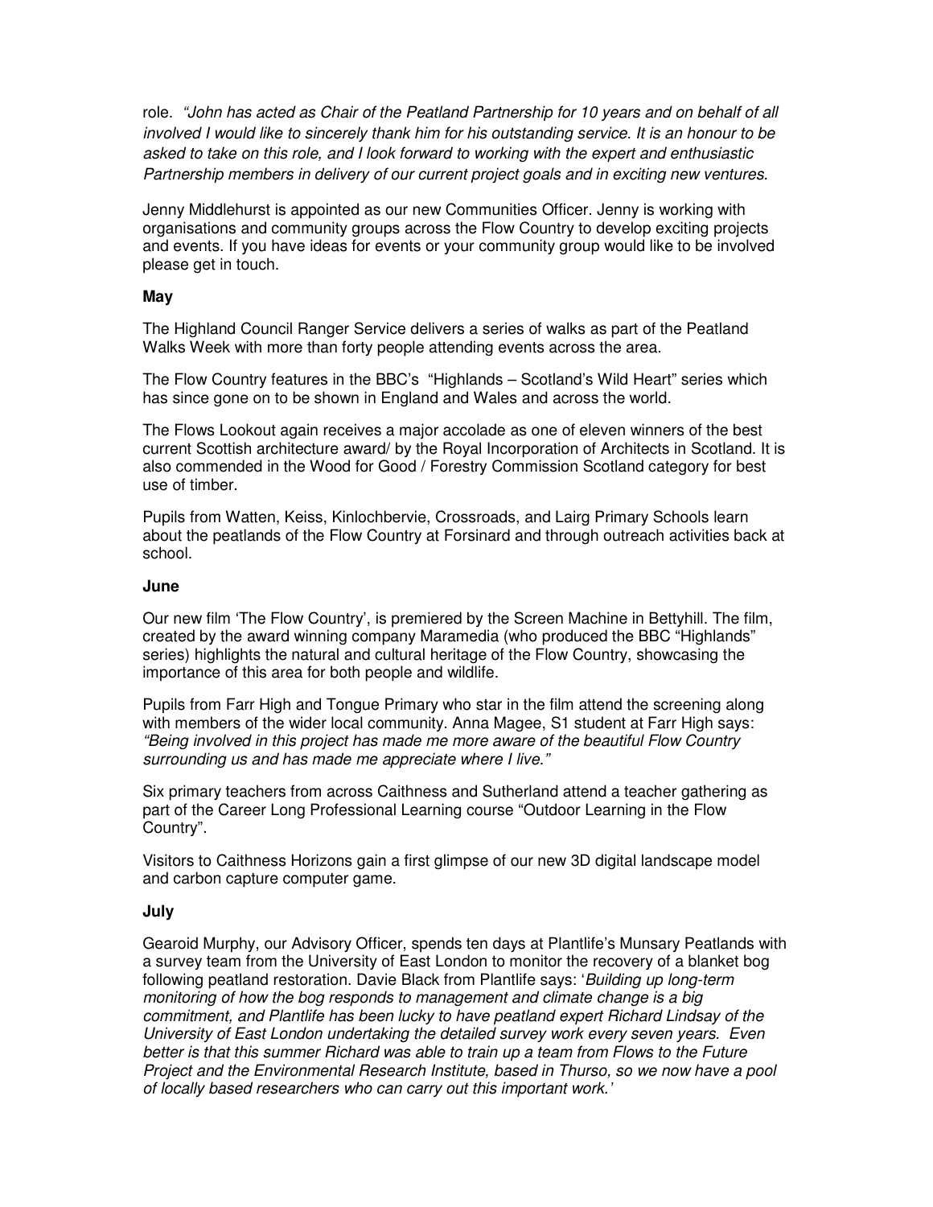role. *"John has acted as Chair of the Peatland Partnership for 10 years and on behalf of all involved I would like to sincerely thank him for his outstanding service. It is an honour to be asked to take on this role, and I look forward to working with the expert and enthusiastic Partnership members in delivery of our current project goals and in exciting new ventures.*

Jenny Middlehurst is appointed as our new Communities Officer. Jenny is working with organisations and community groups across the Flow Country to develop exciting projects and events. If you have ideas for events or your community group would like to be involved please get in touch.

**May**

The Highland Council Ranger Service delivers a series of walks as part of the Peatland Walks Week with more than forty people attending events across the area.

The Flow Country features in the BBC's "Highlands – Scotland's Wild Heart" series which has since gone on to be shown in England and Wales and across the world.

The Flows Lookout again receives a major accolade as one of eleven winners of the best current Scottish architecture award/ by the Royal Incorporation of Architects in Scotland. It is also commended in the Wood for Good / Forestry Commission Scotland category for best use of timber.

Pupils from Watten, Keiss, Kinlochbervie, Crossroads, and Lairg Primary Schools learn about the peatlands of the Flow Country at Forsinard and through outreach activities back at school.

**June**

Our new film 'The Flow Country', is premiered by the Screen Machine in Bettyhill. The film, created by the award winning company Maramedia (who produced the BBC "Highlands" series) highlights the natural and cultural heritage of the Flow Country, showcasing the importance of this area for both people and wildlife.

Pupils from Farr High and Tongue Primary who star in the film attend the screening along with members of the wider local community. Anna Magee, S1 student at Farr High says: *"Being involved in this project has made me more aware of the beautiful Flow Country surrounding us and has made me appreciate where I live."*

Six primary teachers from across Caithness and Sutherland attend a teacher gathering as part of the Career Long Professional Learning course "Outdoor Learning in the Flow Country".

Visitors to Caithness Horizons gain a first glimpse of our new 3D digital landscape model and carbon capture computer game.

**July**

Gearoid Murphy, our Advisory Officer, spends ten days at Plantlife's Munsary Peatlands with a survey team from the University of East London to monitor the recovery of a blanket bog following peatland restoration. Davie Black from Plantlife says: '*Building up long-term monitoring of how the bog responds to management and climate change is a big commitment, and Plantlife has been lucky to have peatland expert Richard Lindsay of the University of East London undertaking the detailed survey work every seven years. Even better is that this summer Richard was able to train up a team from Flows to the Future Project and the Environmental Research Institute, based in Thurso, so we now have a pool of locally based researchers who can carry out this important work.*'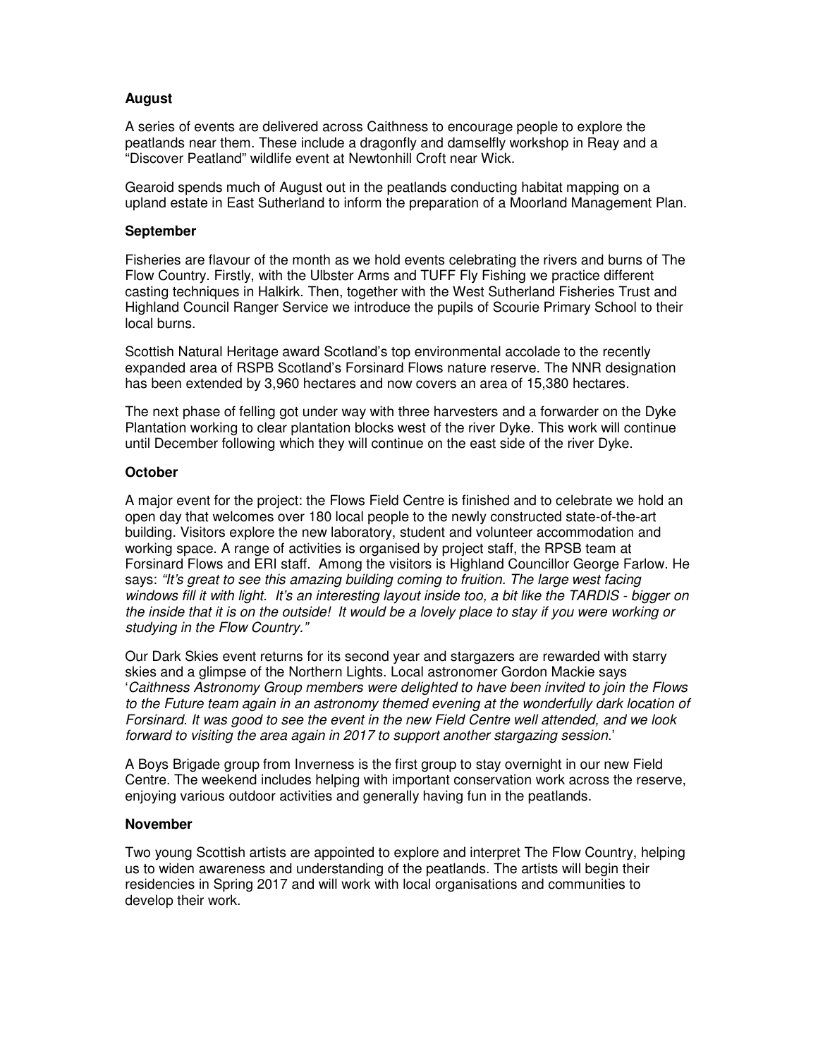**August**

A series of events are delivered across Caithness to encourage people to explore the peatlands near them. These include a dragonfly and damselfly workshop in Reay and a "Discover Peatland" wildlife event at Newtonhill Croft near Wick.

Gearoid spends much of August out in the peatlands conducting habitat mapping on a upland estate in East Sutherland to inform the preparation of a Moorland Management Plan.

**September**

Fisheries are flavour of the month as we hold events celebrating the rivers and burns of The Flow Country. Firstly, with the Ulbster Arms and TUFF Fly Fishing we practice different casting techniques in Halkirk. Then, together with the West Sutherland Fisheries Trust and Highland Council Ranger Service we introduce the pupils of Scourie Primary School to their local burns.

Scottish Natural Heritage award Scotland's top environmental accolade to the recently expanded area of RSPB Scotland's Forsinard Flows nature reserve. The NNR designation has been extended by 3,960 hectares and now covers an area of 15,380 hectares.

The next phase of felling got under way with three harvesters and a forwarder on the Dyke Plantation working to clear plantation blocks west of the river Dyke. This work will continue until December following which they will continue on the east side of the river Dyke.

**October**

A major event for the project: the Flows Field Centre is finished and to celebrate we hold an open day that welcomes over 180 local people to the newly constructed state-of-the-art building. Visitors explore the new laboratory, student and volunteer accommodation and working space. A range of activities is organised by project staff, the RPSB team at Forsinard Flows and ERI staff. Among the visitors is Highland Councillor George Farlow. He says: *"It's great to see this amazing building coming to fruition. The large west facing windows fill it with light. It's an interesting layout inside too, a bit like the TARDIS - bigger on the inside that it is on the outside! It would be a lovely place to stay if you were working or studying in the Flow Country."*

Our Dark Skies event returns for its second year and stargazers are rewarded with starry skies and a glimpse of the Northern Lights. Local astronomer Gordon Mackie says '*Caithness Astronomy Group members were delighted to have been invited to join the Flows to the Future team again in an astronomy themed evening at the wonderfully dark location of Forsinard. It was good to see the event in the new Field Centre well attended, and we look forward to visiting the area again in 2017 to support another stargazing session*.'

A Boys Brigade group from Inverness is the first group to stay overnight in our new Field Centre. The weekend includes helping with important conservation work across the reserve, enjoying various outdoor activities and generally having fun in the peatlands.

**November**

Two young Scottish artists are appointed to explore and interpret The Flow Country, helping us to widen awareness and understanding of the peatlands. The artists will begin their residencies in Spring 2017 and will work with local organisations and communities to develop their work.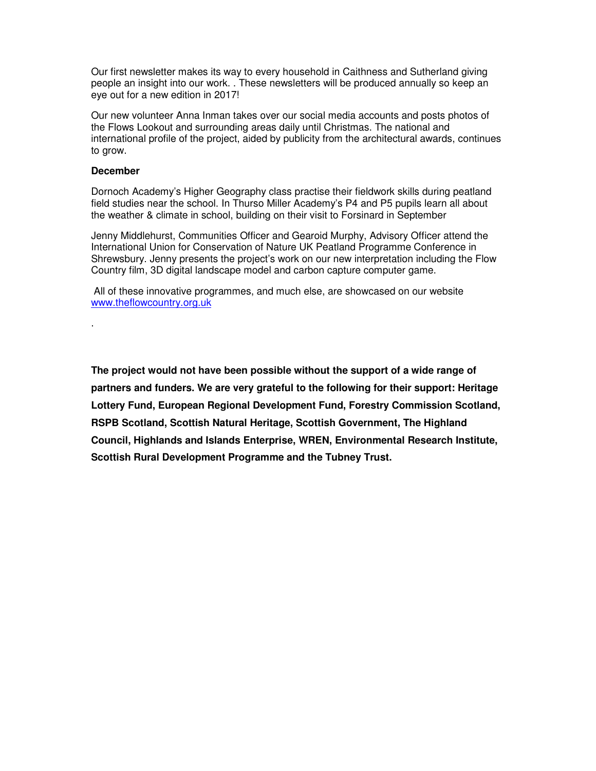Our first newsletter makes its way to every household in Caithness and Sutherland giving people an insight into our work. . These newsletters will be produced annually so keep an eye out for a new edition in 2017!

Our new volunteer Anna Inman takes over our social media accounts and posts photos of the Flows Lookout and surrounding areas daily until Christmas. The national and international profile of the project, aided by publicity from the architectural awards, continues to grow.

**December**

Dornoch Academy's Higher Geography class practise their fieldwork skills during peatland field studies near the school. In Thurso Miller Academy's P4 and P5 pupils learn all about the weather & climate in school, building on their visit to Forsinard in September

Jenny Middlehurst, Communities Officer and Gearoid Murphy, Advisory Officer attend the International Union for Conservation of Nature UK Peatland Programme Conference in Shrewsbury. Jenny presents the project's work on our new interpretation including the Flow Country film, 3D digital landscape model and carbon capture computer game.

All of these innovative programmes, and much else, are showcased on our website [www.theflowcountry.org.uk](http://www.theflowcountry.org.uk)

.

**The project would not have been possible without the support of a wide range of partners and funders. We are very grateful to the following for their support: Heritage Lottery Fund, European Regional Development Fund, Forestry Commission Scotland, RSPB Scotland, Scottish Natural Heritage, Scottish Government, The Highland Council, Highlands and Islands Enterprise, WREN, Environmental Research Institute, Scottish Rural Development Programme and the Tubney Trust.**